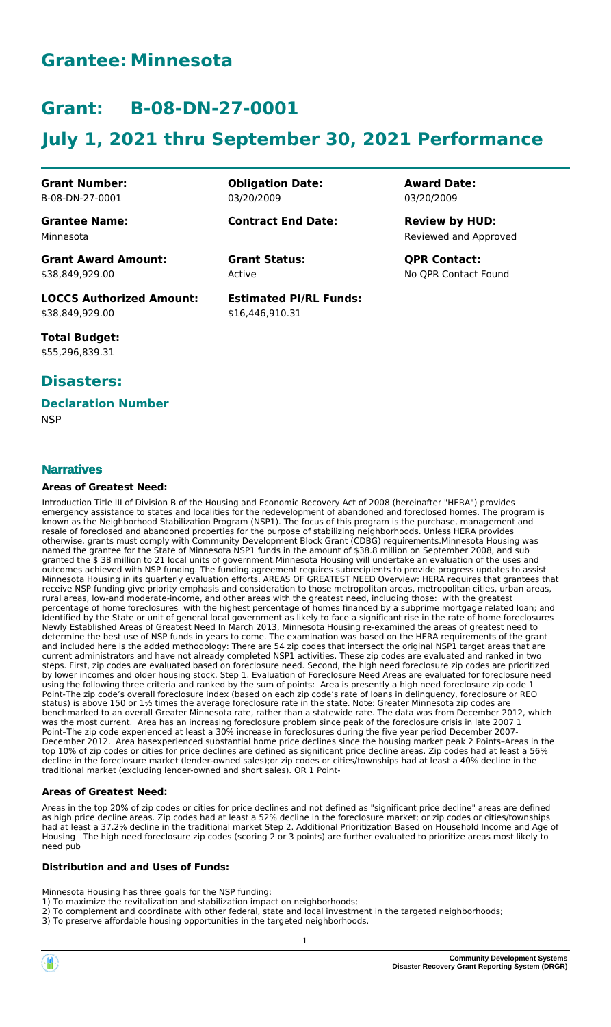# Grantee: Minnesota

# Grant: B-08-DN-27-0001

# July 1, 2021 thru September 30, 2021 Performance

| | | |
|---|---|---|
| **Grant Number:** B-08-DN-27-0001 | **Obligation Date:** 03/20/2009 | **Award Date:** 03/20/2009 |
| **Grantee Name:** Minnesota | **Contract End Date:** | **Review by HUD:** Reviewed and Approved |
| **Grant Award Amount:** \$38,849,929.00 | **Grant Status:** Active | **QPR Contact:** No QPR Contact Found |
| **LOCCS Authorized Amount:** \$38,849,929.00 | **Estimated PI/RL Funds:** \$16,446,910.31 | |
| **Total Budget:** \$55,296,839.31 | | |

## Disasters:

### Declaration Number

NSP

## Narratives

#### Areas of Greatest Need:

Introduction Title III of Division B of the Housing and Economic Recovery Act of 2008 (hereinafter "HERA") provides emergency assistance to states and localities for the redevelopment of abandoned and foreclosed homes. The program is known as the Neighborhood Stabilization Program (NSP1). The focus of this program is the purchase, management and resale of foreclosed and abandoned properties for the purpose of stabilizing neighborhoods. Unless HERA provides otherwise, grants must comply with Community Development Block Grant (CDBG) requirements.Minnesota Housing was named the grantee for the State of Minnesota NSP1 funds in the amount of \$38.8 million on September 2008, and sub granted the \$ 38 million to 21 local units of government.Minnesota Housing will undertake an evaluation of the uses and outcomes achieved with NSP funding. The funding agreement requires subrecipients to provide progress updates to assist Minnesota Housing in its quarterly evaluation efforts. AREAS OF GREATEST NEED Overview: HERA requires that grantees that receive NSP funding give priority emphasis and consideration to those metropolitan areas, metropolitan cities, urban areas, rural areas, low-and moderate-income, and other areas with the greatest need, including those: with the greatest percentage of home foreclosures with the highest percentage of homes financed by a subprime mortgage related loan; and Identified by the State or unit of general local government as likely to face a significant rise in the rate of home foreclosures Newly Established Areas of Greatest Need In March 2013, Minnesota Housing re-examined the areas of greatest need to determine the best use of NSP funds in years to come. The examination was based on the HERA requirements of the grant and included here is the added methodology: There are 54 zip codes that intersect the original NSP1 target areas that are current administrators and have not already completed NSP1 activities. These zip codes are evaluated and ranked in two steps. First, zip codes are evaluated based on foreclosure need. Second, the high need foreclosure zip codes are prioritized by lower incomes and older housing stock. Step 1. Evaluation of Foreclosure Need Areas are evaluated for foreclosure need using the following three criteria and ranked by the sum of points: Area is presently a high need foreclosure zip code 1 Point-The zip code's overall foreclosure index (based on each zip code's rate of loans in delinquency, foreclosure or REO status) is above 150 or 1½ times the average foreclosure rate in the state. Note: Greater Minnesota zip codes are benchmarked to an overall Greater Minnesota rate, rather than a statewide rate. The data was from December 2012, which was the most current. Area has an increasing foreclosure problem since peak of the foreclosure crisis in late 2007 1 Point–The zip code experienced at least a 30% increase in foreclosures during the five year period December 2007-December 2012. Area hasexperienced substantial home price declines since the housing market peak 2 Points–Areas in the top 10% of zip codes or cities for price declines are defined as significant price decline areas. Zip codes had at least a 56% decline in the foreclosure market (lender-owned sales);or zip codes or cities/townships had at least a 40% decline in the traditional market (excluding lender-owned and short sales). OR 1 Point-

#### Areas of Greatest Need:

Areas in the top 20% of zip codes or cities for price declines and not defined as "significant price decline" areas are defined as high price decline areas. Zip codes had at least a 52% decline in the foreclosure market; or zip codes or cities/townships had at least a 37.2% decline in the traditional market Step 2. Additional Prioritization Based on Household Income and Age of Housing The high need foreclosure zip codes (scoring 2 or 3 points) are further evaluated to prioritize areas most likely to need pub

#### Distribution and and Uses of Funds:

Minnesota Housing has three goals for the NSP funding:

1) To maximize the revitalization and stabilization impact on neighborhoods;
2) To complement and coordinate with other federal, state and local investment in the targeted neighborhoods;
3) To preserve affordable housing opportunities in the targeted neighborhoods.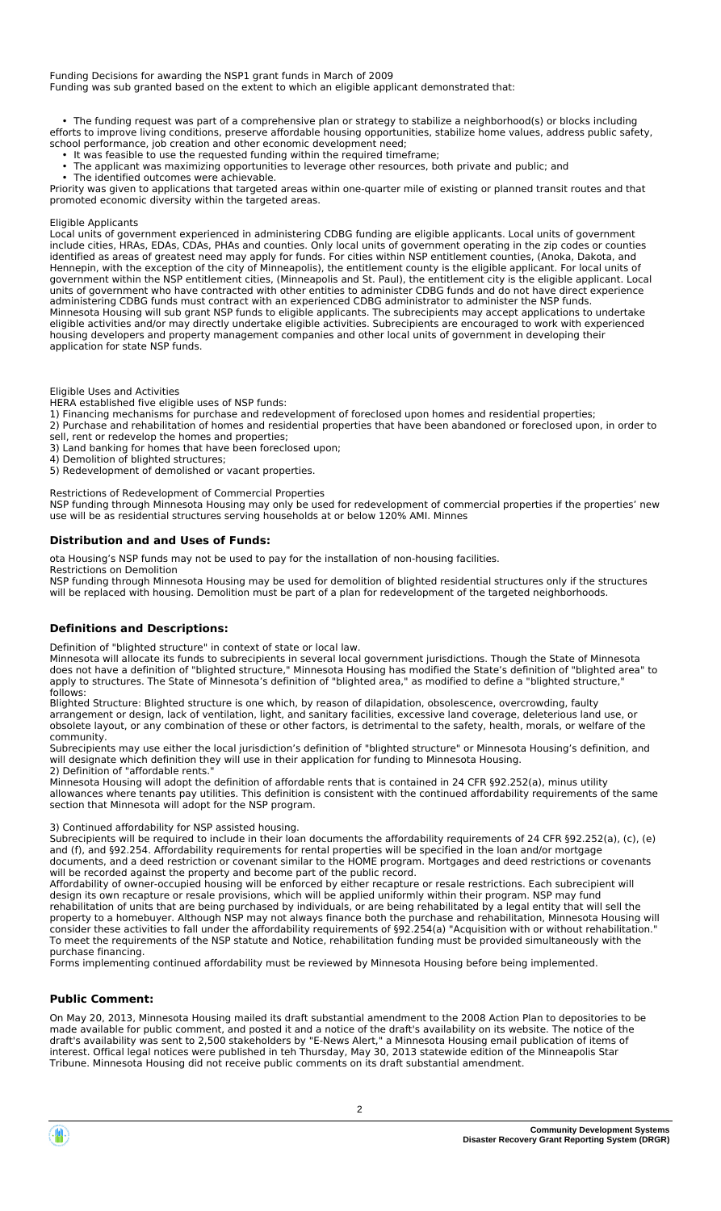Funding Decisions for awarding the NSP1 grant funds in March of 2009
Funding was sub granted based on the extent to which an eligible applicant demonstrated that:

- The funding request was part of a comprehensive plan or strategy to stabilize a neighborhood(s) or blocks including efforts to improve living conditions, preserve affordable housing opportunities, stabilize home values, address public safety, school performance, job creation and other economic development need;
- It was feasible to use the requested funding within the required timeframe;
- The applicant was maximizing opportunities to leverage other resources, both private and public; and
- The identified outcomes were achievable.

Priority was given to applications that targeted areas within one-quarter mile of existing or planned transit routes and that promoted economic diversity within the targeted areas.

Eligible Applicants
Local units of government experienced in administering CDBG funding are eligible applicants. Local units of government include cities, HRAs, EDAs, CDAs, PHAs and counties. Only local units of government operating in the zip codes or counties identified as areas of greatest need may apply for funds. For cities within NSP entitlement counties, (Anoka, Dakota, and Hennepin, with the exception of the city of Minneapolis), the entitlement county is the eligible applicant. For local units of government within the NSP entitlement cities, (Minneapolis and St. Paul), the entitlement city is the eligible applicant. Local units of government who have contracted with other entities to administer CDBG funds and do not have direct experience administering CDBG funds must contract with an experienced CDBG administrator to administer the NSP funds. Minnesota Housing will sub grant NSP funds to eligible applicants. The subrecipients may accept applications to undertake eligible activities and/or may directly undertake eligible activities. Subrecipients are encouraged to work with experienced housing developers and property management companies and other local units of government in developing their application for state NSP funds.

Eligible Uses and Activities
HERA established five eligible uses of NSP funds:
1) Financing mechanisms for purchase and redevelopment of foreclosed upon homes and residential properties;
2) Purchase and rehabilitation of homes and residential properties that have been abandoned or foreclosed upon, in order to sell, rent or redevelop the homes and properties;
3) Land banking for homes that have been foreclosed upon;
4) Demolition of blighted structures;
5) Redevelopment of demolished or vacant properties.

Restrictions of Redevelopment of Commercial Properties
NSP funding through Minnesota Housing may only be used for redevelopment of commercial properties if the properties' new use will be as residential structures serving households at or below 120% AMI. Minnes

### Distribution and and Uses of Funds:

ota Housing's NSP funds may not be used to pay for the installation of non-housing facilities.
Restrictions on Demolition
NSP funding through Minnesota Housing may be used for demolition of blighted residential structures only if the structures will be replaced with housing. Demolition must be part of a plan for redevelopment of the targeted neighborhoods.

### Definitions and Descriptions:

Definition of "blighted structure" in context of state or local law.
Minnesota will allocate its funds to subrecipients in several local government jurisdictions. Though the State of Minnesota does not have a definition of "blighted structure," Minnesota Housing has modified the State's definition of "blighted area" to apply to structures. The State of Minnesota's definition of "blighted area," as modified to define a "blighted structure," follows:
Blighted Structure: Blighted structure is one which, by reason of dilapidation, obsolescence, overcrowding, faulty arrangement or design, lack of ventilation, light, and sanitary facilities, excessive land coverage, deleterious land use, or obsolete layout, or any combination of these or other factors, is detrimental to the safety, health, morals, or welfare of the community.
Subrecipients may use either the local jurisdiction's definition of "blighted structure" or Minnesota Housing's definition, and will designate which definition they will use in their application for funding to Minnesota Housing.
2) Definition of "affordable rents."
Minnesota Housing will adopt the definition of affordable rents that is contained in 24 CFR §92.252(a), minus utility allowances where tenants pay utilities. This definition is consistent with the continued affordability requirements of the same section that Minnesota will adopt for the NSP program.

3) Continued affordability for NSP assisted housing.
Subrecipients will be required to include in their loan documents the affordability requirements of 24 CFR §92.252(a), (c), (e) and (f), and §92.254. Affordability requirements for rental properties will be specified in the loan and/or mortgage documents, and a deed restriction or covenant similar to the HOME program. Mortgages and deed restrictions or covenants will be recorded against the property and become part of the public record.
Affordability of owner-occupied housing will be enforced by either recapture or resale restrictions. Each subrecipient will design its own recapture or resale provisions, which will be applied uniformly within their program. NSP may fund rehabilitation of units that are being purchased by individuals, or are being rehabilitated by a legal entity that will sell the property to a homebuyer. Although NSP may not always finance both the purchase and rehabilitation, Minnesota Housing will consider these activities to fall under the affordability requirements of §92.254(a) "Acquisition with or without rehabilitation." To meet the requirements of the NSP statute and Notice, rehabilitation funding must be provided simultaneously with the purchase financing.
Forms implementing continued affordability must be reviewed by Minnesota Housing before being implemented.

### Public Comment:

On May 20, 2013, Minnesota Housing mailed its draft substantial amendment to the 2008 Action Plan to depositories to be made available for public comment, and posted it and a notice of the draft's availability on its website. The notice of the draft's availability was sent to 2,500 stakeholders by "E-News Alert," a Minnesota Housing email publication of items of interest. Offical legal notices were published in teh Thursday, May 30, 2013 statewide edition of the Minneapolis Star Tribune. Minnesota Housing did not receive public comments on its draft substantial amendment.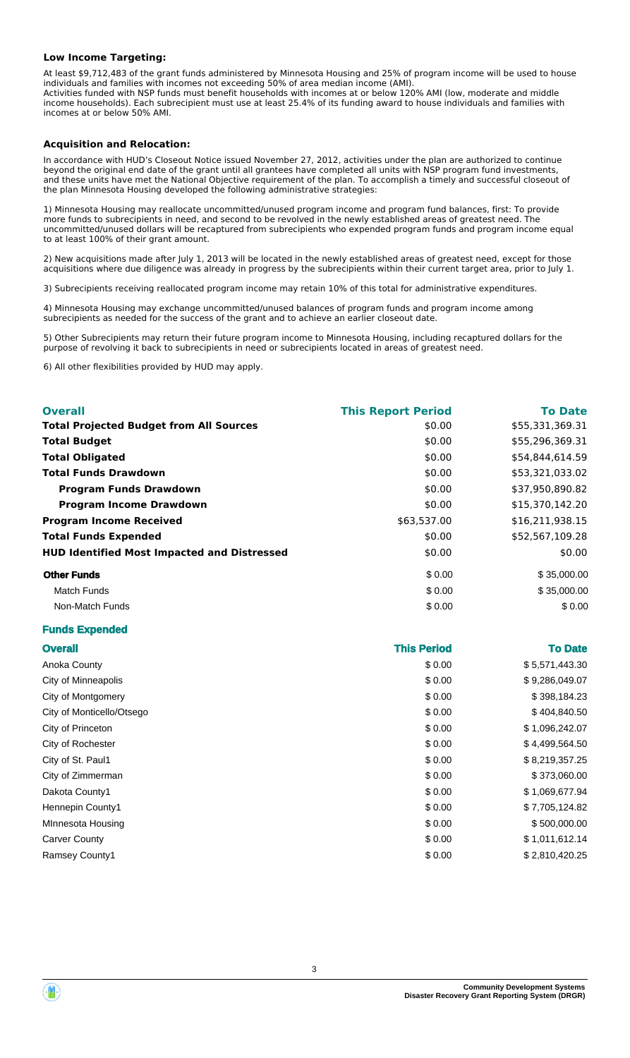### Low Income Targeting:

At least $9,712,483 of the grant funds administered by Minnesota Housing and 25% of program income will be used to house individuals and families with incomes not exceeding 50% of area median income (AMI).
Activities funded with NSP funds must benefit households with incomes at or below 120% AMI (low, moderate and middle income households). Each subrecipient must use at least 25.4% of its funding award to house individuals and families with incomes at or below 50% AMI.

### Acquisition and Relocation:

In accordance with HUD's Closeout Notice issued November 27, 2012, activities under the plan are authorized to continue beyond the original end date of the grant until all grantees have completed all units with NSP program fund investments, and these units have met the National Objective requirement of the plan. To accomplish a timely and successful closeout of the plan Minnesota Housing developed the following administrative strategies:

1) Minnesota Housing may reallocate uncommitted/unused program income and program fund balances, first: To provide more funds to subrecipients in need, and second to be revolved in the newly established areas of greatest need. The uncommitted/unused dollars will be recaptured from subrecipients who expended program funds and program income equal to at least 100% of their grant amount.

2) New acquisitions made after July 1, 2013 will be located in the newly established areas of greatest need, except for those acquisitions where due diligence was already in progress by the subrecipients within their current target area, prior to July 1.

3) Subrecipients receiving reallocated program income may retain 10% of this total for administrative expenditures.

4) Minnesota Housing may exchange uncommitted/unused balances of program funds and program income among subrecipients as needed for the success of the grant and to achieve an earlier closeout date.

5) Other Subrecipients may return their future program income to Minnesota Housing, including recaptured dollars for the purpose of revolving it back to subrecipients in need or subrecipients located in areas of greatest need.

6) All other flexibilities provided by HUD may apply.

| Overall | This Report Period | To Date |
|---|---|---|
| **Total Projected Budget from All Sources** | $0.00 | $55,331,369.31 |
| **Total Budget** | $0.00 | $55,296,369.31 |
| **Total Obligated** | $0.00 | $54,844,614.59 |
| **Total Funds Drawdown** | $0.00 | $53,321,033.02 |
| **Program Funds Drawdown** | $0.00 | $37,950,890.82 |
| **Program Income Drawdown** | $0.00 | $15,370,142.20 |
| **Program Income Received** | $63,537.00 | $16,211,938.15 |
| **Total Funds Expended** | $0.00 | $52,567,109.28 |
| **HUD Identified Most Impacted and Distressed** | $0.00 | $0.00 |
| **Other Funds** | $ 0.00 | $ 35,000.00 |
| Match Funds | $ 0.00 | $ 35,000.00 |
| Non-Match Funds | $ 0.00 | $ 0.00 |

### Funds Expended

| Overall | This Period | To Date |
|---|---|---|
| Anoka County | $ 0.00 | $ 5,571,443.30 |
| City of Minneapolis | $ 0.00 | $ 9,286,049.07 |
| City of Montgomery | $ 0.00 | $ 398,184.23 |
| City of Monticello/Otsego | $ 0.00 | $ 404,840.50 |
| City of Princeton | $ 0.00 | $ 1,096,242.07 |
| City of Rochester | $ 0.00 | $ 4,499,564.50 |
| City of St. Paul1 | $ 0.00 | $ 8,219,357.25 |
| City of Zimmerman | $ 0.00 | $ 373,060.00 |
| Dakota County1 | $ 0.00 | $ 1,069,677.94 |
| Hennepin County1 | $ 0.00 | $ 7,705,124.82 |
| MInnesota Housing | $ 0.00 | $ 500,000.00 |
| Carver County | $ 0.00 | $ 1,011,612.14 |
| Ramsey County1 | $ 0.00 | $ 2,810,420.25 |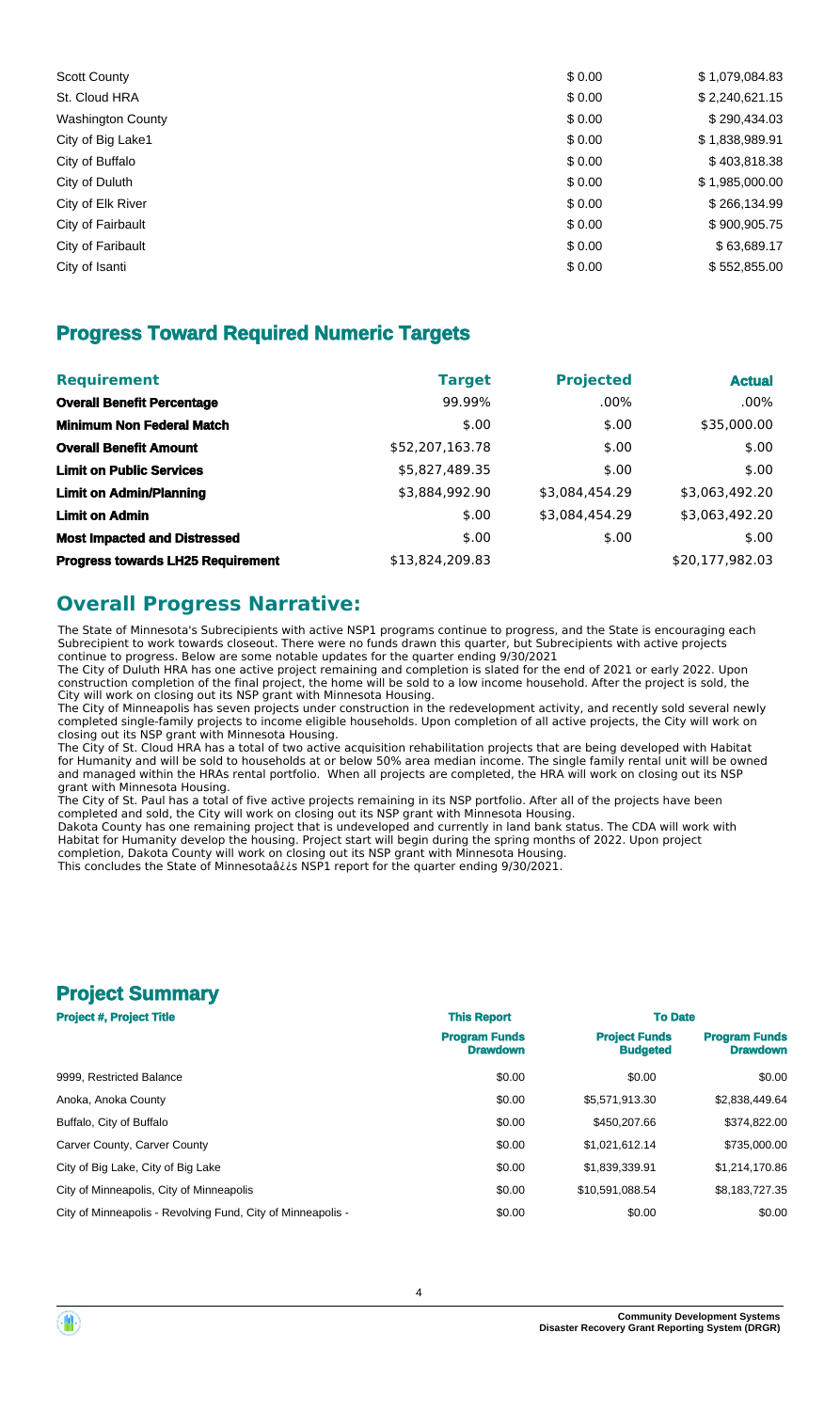| | | |
|---|---|---|
| Scott County | \$ 0.00 | \$ 1,079,084.83 |
| St. Cloud HRA | \$ 0.00 | \$ 2,240,621.15 |
| Washington County | \$ 0.00 | \$ 290,434.03 |
| City of Big Lake1 | \$ 0.00 | \$ 1,838,989.91 |
| City of Buffalo | \$ 0.00 | \$ 403,818.38 |
| City of Duluth | \$ 0.00 | \$ 1,985,000.00 |
| City of Elk River | \$ 0.00 | \$ 266,134.99 |
| City of Fairbault | \$ 0.00 | \$ 900,905.75 |
| City of Faribault | \$ 0.00 | \$ 63,689.17 |
| City of Isanti | \$ 0.00 | \$ 552,855.00 |

## Progress Toward Required Numeric Targets

| Requirement | Target | Projected | Actual |
|---|---|---|---|
| **Overall Benefit Percentage** | 99.99% | .00% | .00% |
| **Minimum Non Federal Match** | \$.00 | \$.00 | \$35,000.00 |
| **Overall Benefit Amount** | \$52,207,163.78 | \$.00 | \$.00 |
| **Limit on Public Services** | \$5,827,489.35 | \$.00 | \$.00 |
| **Limit on Admin/Planning** | \$3,884,992.90 | \$3,084,454.29 | \$3,063,492.20 |
| **Limit on Admin** | \$.00 | \$3,084,454.29 | \$3,063,492.20 |
| **Most Impacted and Distressed** | \$.00 | \$.00 | \$.00 |
| **Progress towards LH25 Requirement** | \$13,824,209.83 | | \$20,177,982.03 |

## Overall Progress Narrative:

The State of Minnesota's Subrecipients with active NSP1 programs continue to progress, and the State is encouraging each Subrecipient to work towards closeout. There were no funds drawn this quarter, but Subrecipients with active projects continue to progress. Below are some notable updates for the quarter ending 9/30/2021

The City of Duluth HRA has one active project remaining and completion is slated for the end of 2021 or early 2022. Upon construction completion of the final project, the home will be sold to a low income household. After the project is sold, the City will work on closing out its NSP grant with Minnesota Housing.

The City of Minneapolis has seven projects under construction in the redevelopment activity, and recently sold several newly completed single-family projects to income eligible households. Upon completion of all active projects, the City will work on closing out its NSP grant with Minnesota Housing.

The City of St. Cloud HRA has a total of two active acquisition rehabilitation projects that are being developed with Habitat for Humanity and will be sold to households at or below 50% area median income. The single family rental unit will be owned and managed within the HRAs rental portfolio. When all projects are completed, the HRA will work on closing out its NSP grant with Minnesota Housing.

The City of St. Paul has a total of five active projects remaining in its NSP portfolio. After all of the projects have been completed and sold, the City will work on closing out its NSP grant with Minnesota Housing.

Dakota County has one remaining project that is undeveloped and currently in land bank status. The CDA will work with Habitat for Humanity develop the housing. Project start will begin during the spring months of 2022. Upon project completion, Dakota County will work on closing out its NSP grant with Minnesota Housing.

This concludes the State of Minnesotaâ¿¿s NSP1 report for the quarter ending 9/30/2021.

## Project Summary

| Project #, Project Title | This Report | To Date | |
|---|---|---|---|
| | Program Funds Drawdown | Project Funds Budgeted | Program Funds Drawdown |
| 9999, Restricted Balance | \$0.00 | \$0.00 | \$0.00 |
| Anoka, Anoka County | \$0.00 | \$5,571,913.30 | \$2,838,449.64 |
| Buffalo, City of Buffalo | \$0.00 | \$450,207.66 | \$374,822.00 |
| Carver County, Carver County | \$0.00 | \$1,021,612.14 | \$735,000.00 |
| City of Big Lake, City of Big Lake | \$0.00 | \$1,839,339.91 | \$1,214,170.86 |
| City of Minneapolis, City of Minneapolis | \$0.00 | \$10,591,088.54 | \$8,183,727.35 |
| City of Minneapolis - Revolving Fund, City of Minneapolis - | \$0.00 | \$0.00 | \$0.00 |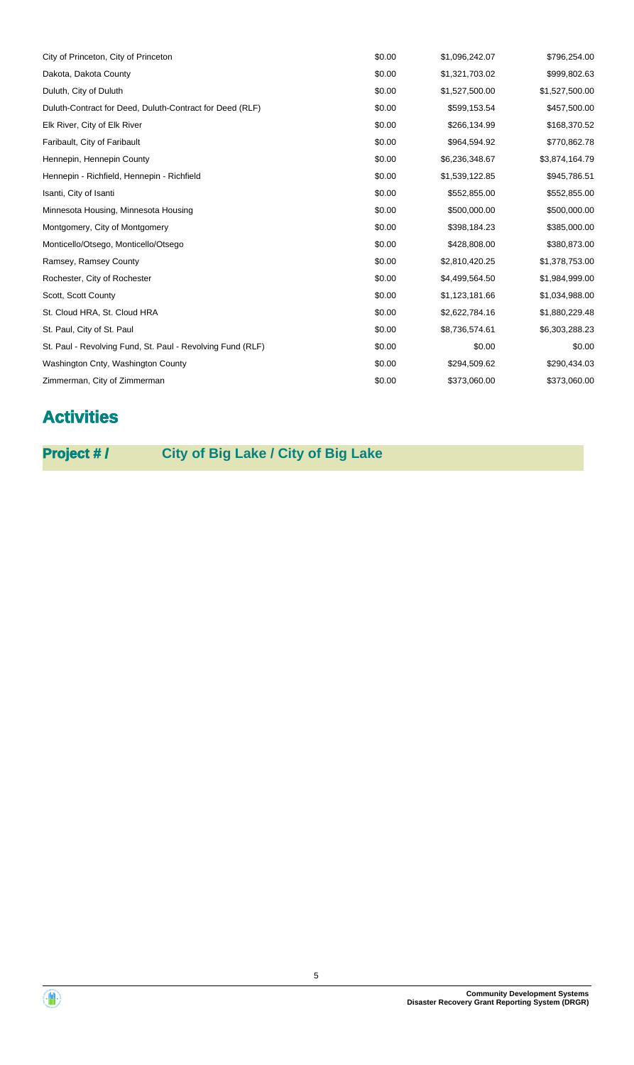| | | | |
|---|---|---|---|
| City of Princeton, City of Princeton | $0.00 | $1,096,242.07 | $796,254.00 |
| Dakota, Dakota County | $0.00 | $1,321,703.02 | $999,802.63 |
| Duluth, City of Duluth | $0.00 | $1,527,500.00 | $1,527,500.00 |
| Duluth-Contract for Deed, Duluth-Contract for Deed (RLF) | $0.00 | $599,153.54 | $457,500.00 |
| Elk River, City of Elk River | $0.00 | $266,134.99 | $168,370.52 |
| Faribault, City of Faribault | $0.00 | $964,594.92 | $770,862.78 |
| Hennepin, Hennepin County | $0.00 | $6,236,348.67 | $3,874,164.79 |
| Hennepin - Richfield, Hennepin - Richfield | $0.00 | $1,539,122.85 | $945,786.51 |
| Isanti, City of Isanti | $0.00 | $552,855.00 | $552,855.00 |
| Minnesota Housing, Minnesota Housing | $0.00 | $500,000.00 | $500,000.00 |
| Montgomery, City of Montgomery | $0.00 | $398,184.23 | $385,000.00 |
| Monticello/Otsego, Monticello/Otsego | $0.00 | $428,808.00 | $380,873.00 |
| Ramsey, Ramsey County | $0.00 | $2,810,420.25 | $1,378,753.00 |
| Rochester, City of Rochester | $0.00 | $4,499,564.50 | $1,984,999.00 |
| Scott, Scott County | $0.00 | $1,123,181.66 | $1,034,988.00 |
| St. Cloud HRA, St. Cloud HRA | $0.00 | $2,622,784.16 | $1,880,229.48 |
| St. Paul, City of St. Paul | $0.00 | $8,736,574.61 | $6,303,288.23 |
| St. Paul - Revolving Fund, St. Paul - Revolving Fund (RLF) | $0.00 | $0.00 | $0.00 |
| Washington Cnty, Washington County | $0.00 | $294,509.62 | $290,434.03 |
| Zimmerman, City of Zimmerman | $0.00 | $373,060.00 | $373,060.00 |

## Activities

### Project # / City of Big Lake / City of Big Lake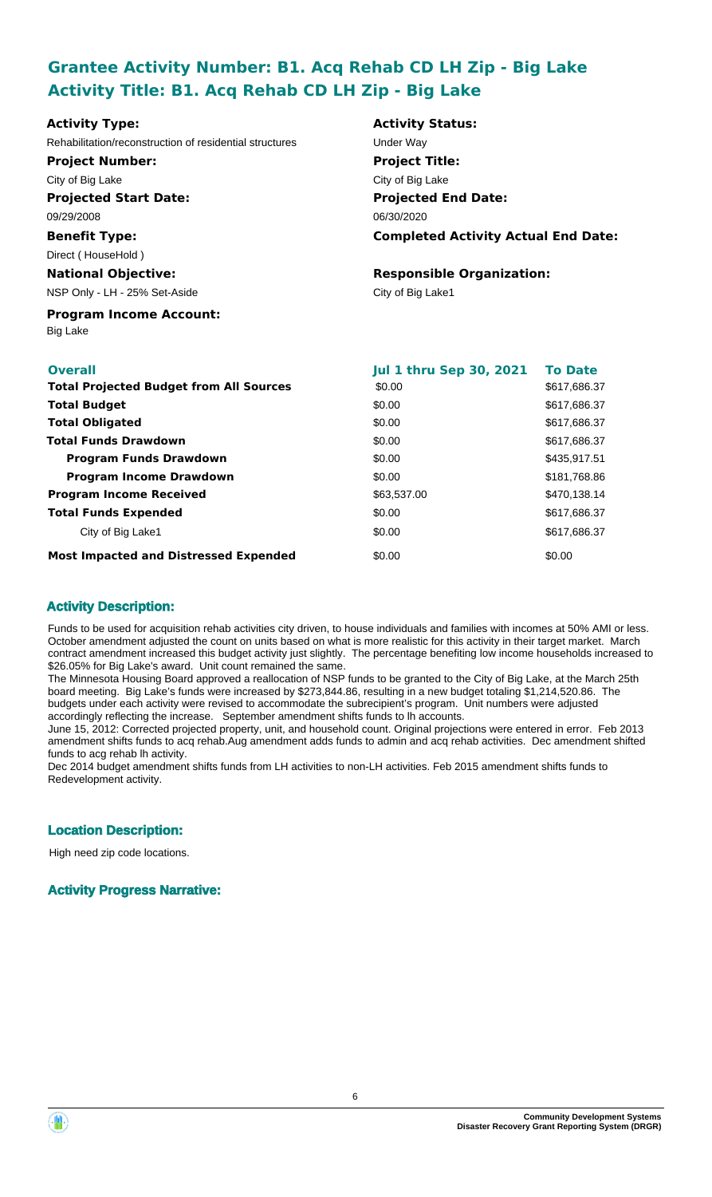## Grantee Activity Number: B1. Acq Rehab CD LH Zip - Big Lake
## Activity Title: B1. Acq Rehab CD LH Zip - Big Lake

**Activity Type:**
Rehabilitation/reconstruction of residential structures

**Activity Status:**
Under Way

**Project Number:**
City of Big Lake

**Project Title:**
City of Big Lake

**Projected Start Date:**
09/29/2008

**Projected End Date:**
06/30/2020

**Benefit Type:**
Direct ( HouseHold )

**Completed Activity Actual End Date:**

**National Objective:**
NSP Only - LH - 25% Set-Aside

**Responsible Organization:**
City of Big Lake1

**Program Income Account:**
Big Lake

| **Overall** | **Jul 1 thru Sep 30, 2021** | **To Date** |
|---|---|---|
| **Total Projected Budget from All Sources** | \$0.00 | \$617,686.37 |
| **Total Budget** | \$0.00 | \$617,686.37 |
| **Total Obligated** | \$0.00 | \$617,686.37 |
| **Total Funds Drawdown** | \$0.00 | \$617,686.37 |
| **Program Funds Drawdown** | \$0.00 | \$435,917.51 |
| **Program Income Drawdown** | \$0.00 | \$181,768.86 |
| **Program Income Received** | \$63,537.00 | \$470,138.14 |
| **Total Funds Expended** | \$0.00 | \$617,686.37 |
| City of Big Lake1 | \$0.00 | \$617,686.37 |
| **Most Impacted and Distressed Expended** | \$0.00 | \$0.00 |

### Activity Description:

Funds to be used for acquisition rehab activities city driven, to house individuals and families with incomes at 50% AMI or less. October amendment adjusted the count on units based on what is more realistic for this activity in their target market. March contract amendment increased this budget activity just slightly. The percentage benefiting low income households increased to \$26.05% for Big Lake's award. Unit count remained the same.

The Minnesota Housing Board approved a reallocation of NSP funds to be granted to the City of Big Lake, at the March 25th board meeting. Big Lake's funds were increased by \$273,844.86, resulting in a new budget totaling \$1,214,520.86. The budgets under each activity were revised to accommodate the subrecipient's program. Unit numbers were adjusted accordingly reflecting the increase. September amendment shifts funds to lh accounts.

June 15, 2012: Corrected projected property, unit, and household count. Original projections were entered in error. Feb 2013 amendment shifts funds to acq rehab.Aug amendment adds funds to admin and acq rehab activities. Dec amendment shifted funds to acg rehab lh activity.

Dec 2014 budget amendment shifts funds from LH activities to non-LH activities. Feb 2015 amendment shifts funds to Redevelopment activity.

### Location Description:

High need zip code locations.

### Activity Progress Narrative: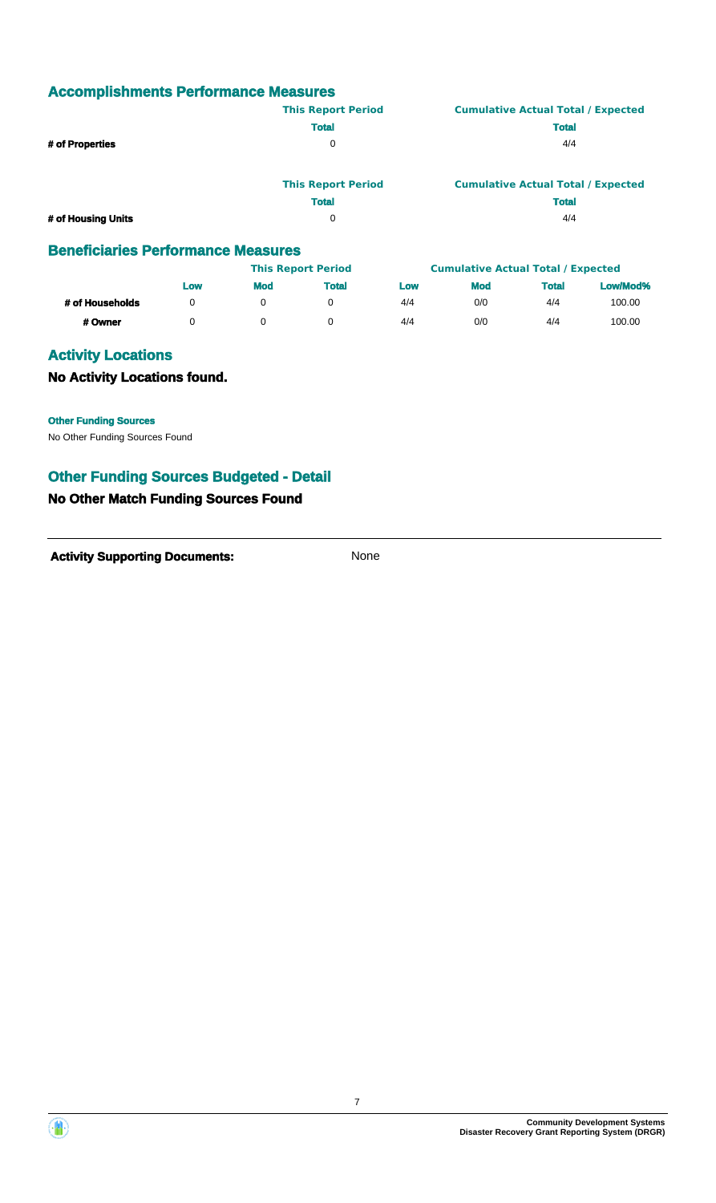## Accomplishments Performance Measures

| | This Report Period | Cumulative Actual Total / Expected |
|---|---|---|
| | Total | Total |
| # of Properties | 0 | 4/4 |

| | This Report Period | Cumulative Actual Total / Expected |
|---|---|---|
| | Total | Total |
| # of Housing Units | 0 | 4/4 |

## Beneficiaries Performance Measures

| | This Report Period | | | Cumulative Actual Total / Expected | | | |
|---|---|---|---|---|---|---|---|
| | Low | Mod | Total | Low | Mod | Total | Low/Mod% |
| # of Households | 0 | 0 | 0 | 4/4 | 0/0 | 4/4 | 100.00 |
| # Owner | 0 | 0 | 0 | 4/4 | 0/0 | 4/4 | 100.00 |

## Activity Locations

### No Activity Locations found.

**Other Funding Sources**

No Other Funding Sources Found

## Other Funding Sources Budgeted - Detail

### No Other Match Funding Sources Found

---

**Activity Supporting Documents:** None